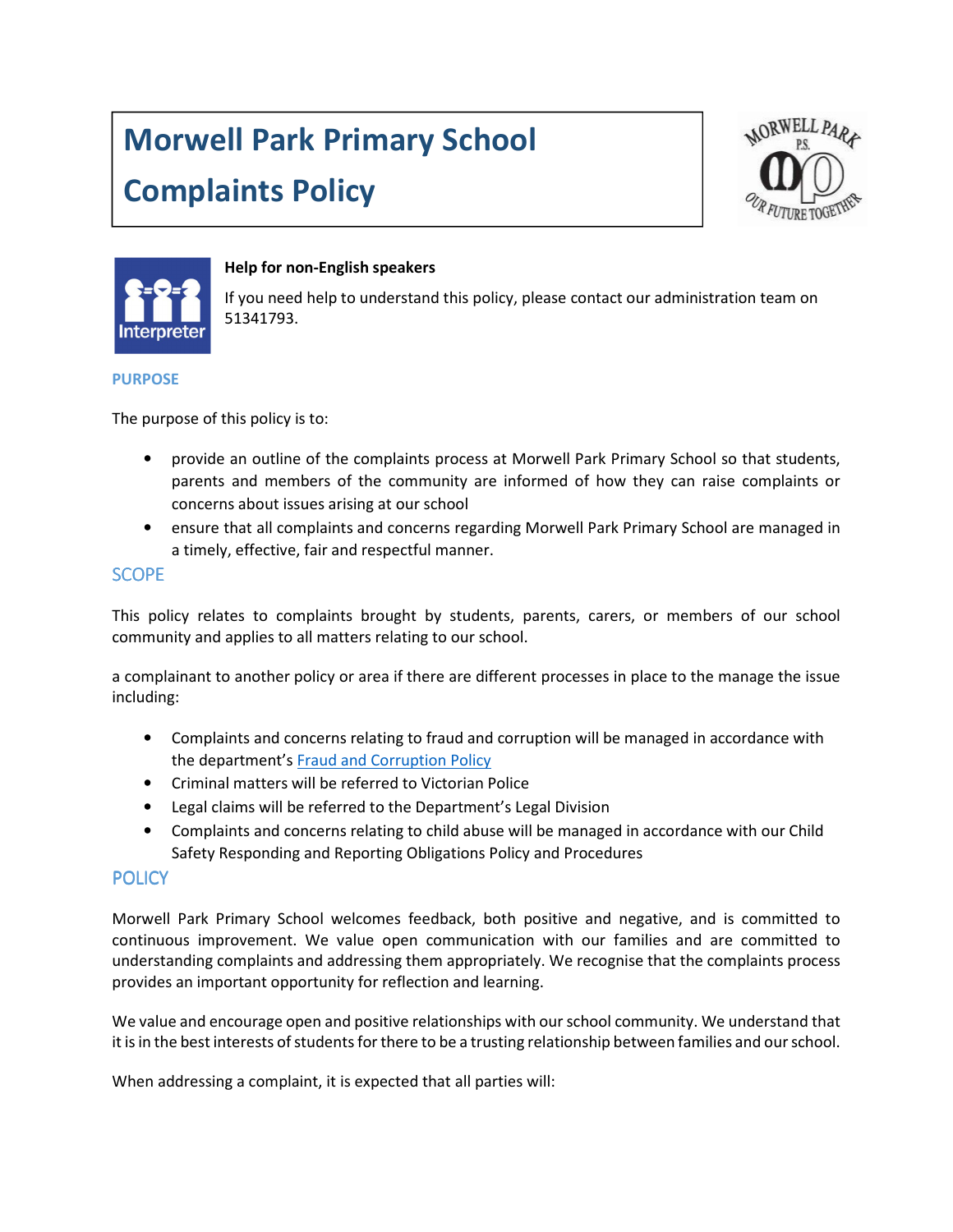# Morwell Park Primary School

# Complaints Policy

**Help for non-English speakers**

If you need help to understand this policy, please contact our administration team on 51341793.

## PURPOSE

The purpose of this policy is to:

- provide an outline of the complaints process at Morwell Park Primary School so that students, parents and members of the community are informed of how they can raise complaints or concerns about issues arising at our school
- ensure that all complaints and concerns regarding Morwell Park Primary School are managed in a timely, effective, fair and respectful manner.

## SCOPE

This policy relates to complaints brought by students, parents, carers, or members of our school community and applies to all matters relating to our school.

a complainant to another policy or area if there are different processes in place to the manage the issue including:

- Complaints and concerns relating to fraud and corruption will be managed in accordance with the department's [Fraud and Corruption Policy]
- Criminal matters will be referred to Victorian Police
- Legal claims will be referred to the Department's Legal Division
- Complaints and concerns relating to child abuse will be managed in accordance with our Child Safety Responding and Reporting Obligations Policy and Procedures

## POLICY

Morwell Park Primary School welcomes feedback, both positive and negative, and is committed to continuous improvement. We value open communication with our families and are committed to understanding complaints and addressing them appropriately. We recognise that the complaints process provides an important opportunity for reflection and learning.

We value and encourage open and positive relationships with our school community. We understand that it is in the best interests of students for there to be a trusting relationship between families and our school.

When addressing a complaint, it is expected that all parties will: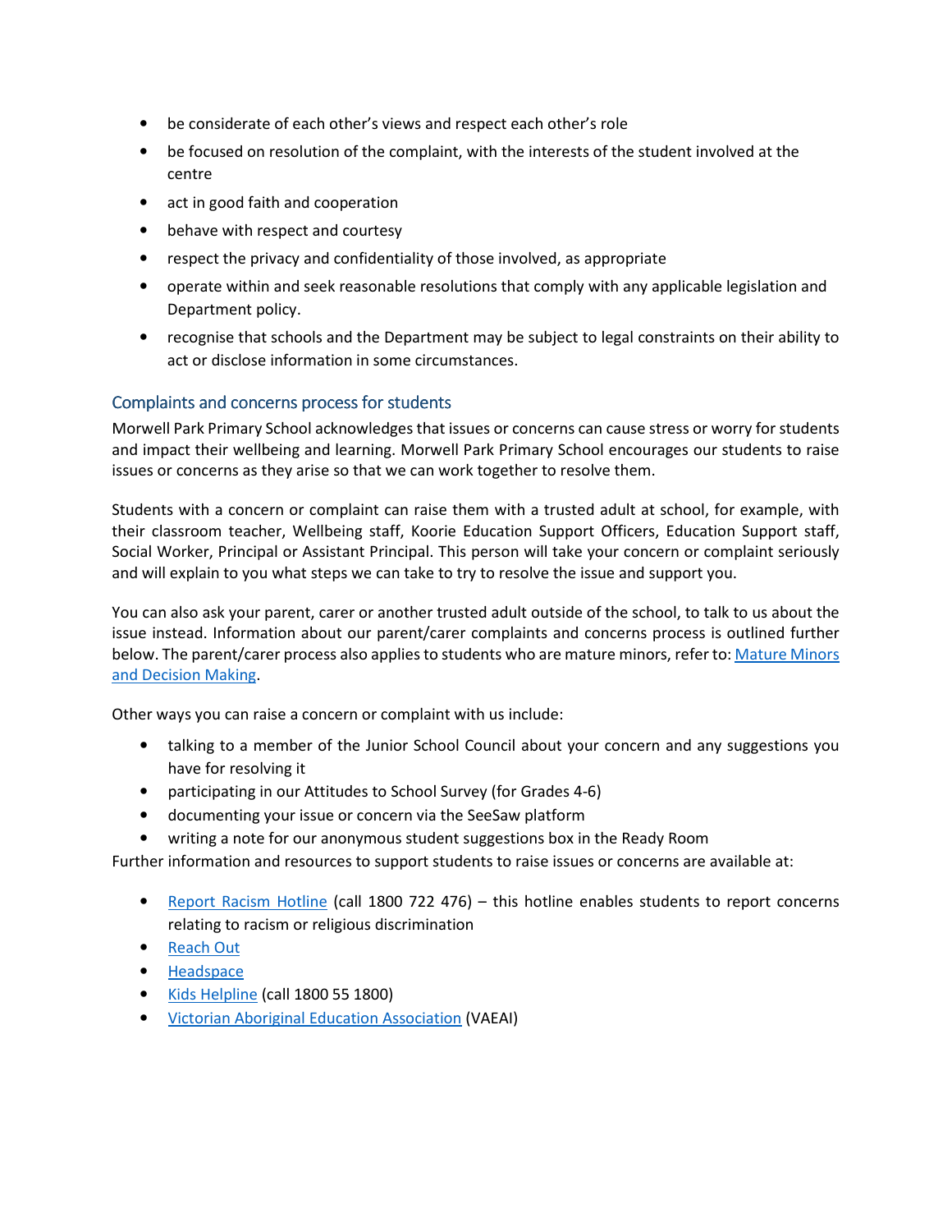- be considerate of each other's views and respect each other's role
- be focused on resolution of the complaint, with the interests of the student involved at the centre
- act in good faith and cooperation
- behave with respect and courtesy
- respect the privacy and confidentiality of those involved, as appropriate
- operate within and seek reasonable resolutions that comply with any applicable legislation and Department policy.
- recognise that schools and the Department may be subject to legal constraints on their ability to act or disclose information in some circumstances.

## Complaints and concerns process for students

Morwell Park Primary School acknowledges that issues or concerns can cause stress or worry for students and impact their wellbeing and learning. Morwell Park Primary School encourages our students to raise issues or concerns as they arise so that we can work together to resolve them.

Students with a concern or complaint can raise them with a trusted adult at school, for example, with their classroom teacher, Wellbeing staff, Koorie Education Support Officers, Education Support staff, Social Worker, Principal or Assistant Principal. This person will take your concern or complaint seriously and will explain to you what steps we can take to try to resolve the issue and support you.

You can also ask your parent, carer or another trusted adult outside of the school, to talk to us about the issue instead. Information about our parent/carer complaints and concerns process is outlined further below. The parent/carer process also applies to students who are mature minors, refer to: Mature Minors and Decision Making.

Other ways you can raise a concern or complaint with us include:

- talking to a member of the Junior School Council about your concern and any suggestions you have for resolving it
- participating in our Attitudes to School Survey (for Grades 4-6)
- documenting your issue or concern via the SeeSaw platform
- writing a note for our anonymous student suggestions box in the Ready Room

Further information and resources to support students to raise issues or concerns are available at:

- Report Racism Hotline (call 1800 722 476) – this hotline enables students to report concerns relating to racism or religious discrimination
- Reach Out
- Headspace
- Kids Helpline (call 1800 55 1800)
- Victorian Aboriginal Education Association (VAEAI)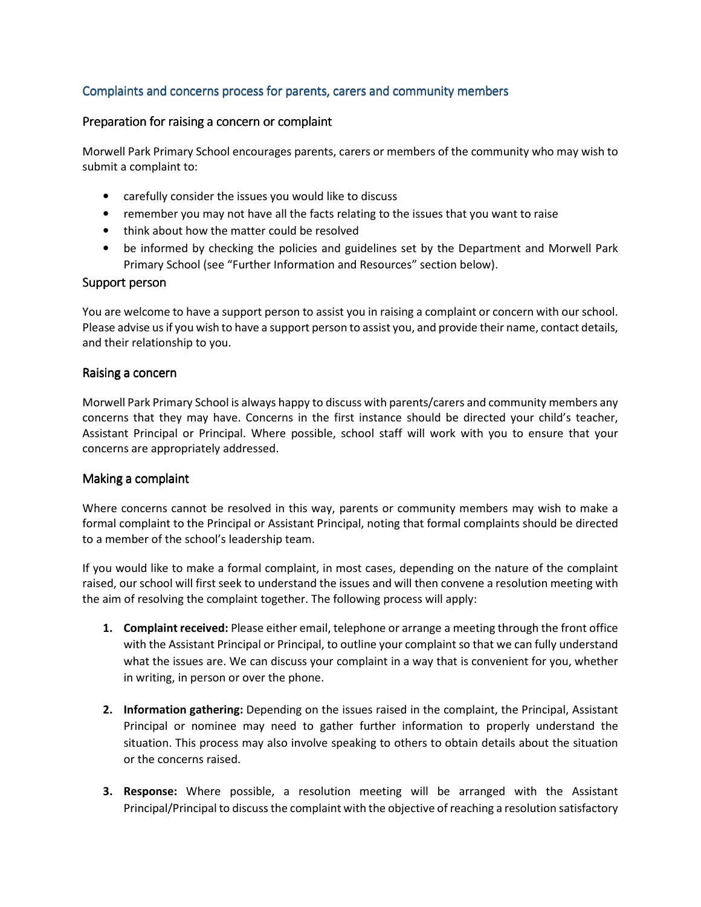## Complaints and concerns process for parents, carers and community members

### Preparation for raising a concern or complaint

Morwell Park Primary School encourages parents, carers or members of the community who may wish to submit a complaint to:

- carefully consider the issues you would like to discuss
- remember you may not have all the facts relating to the issues that you want to raise
- think about how the matter could be resolved
- be informed by checking the policies and guidelines set by the Department and Morwell Park Primary School (see "Further Information and Resources" section below).

### Support person

You are welcome to have a support person to assist you in raising a complaint or concern with our school. Please advise us if you wish to have a support person to assist you, and provide their name, contact details, and their relationship to you.

### Raising a concern

Morwell Park Primary School is always happy to discuss with parents/carers and community members any concerns that they may have. Concerns in the first instance should be directed your child's teacher, Assistant Principal or Principal. Where possible, school staff will work with you to ensure that your concerns are appropriately addressed.

### Making a complaint

Where concerns cannot be resolved in this way, parents or community members may wish to make a formal complaint to the Principal or Assistant Principal, noting that formal complaints should be directed to a member of the school's leadership team.

If you would like to make a formal complaint, in most cases, depending on the nature of the complaint raised, our school will first seek to understand the issues and will then convene a resolution meeting with the aim of resolving the complaint together. The following process will apply:

1. **Complaint received:** Please either email, telephone or arrange a meeting through the front office with the Assistant Principal or Principal, to outline your complaint so that we can fully understand what the issues are. We can discuss your complaint in a way that is convenient for you, whether in writing, in person or over the phone.

2. **Information gathering:** Depending on the issues raised in the complaint, the Principal, Assistant Principal or nominee may need to gather further information to properly understand the situation. This process may also involve speaking to others to obtain details about the situation or the concerns raised.

3. **Response:** Where possible, a resolution meeting will be arranged with the Assistant Principal/Principal to discuss the complaint with the objective of reaching a resolution satisfactory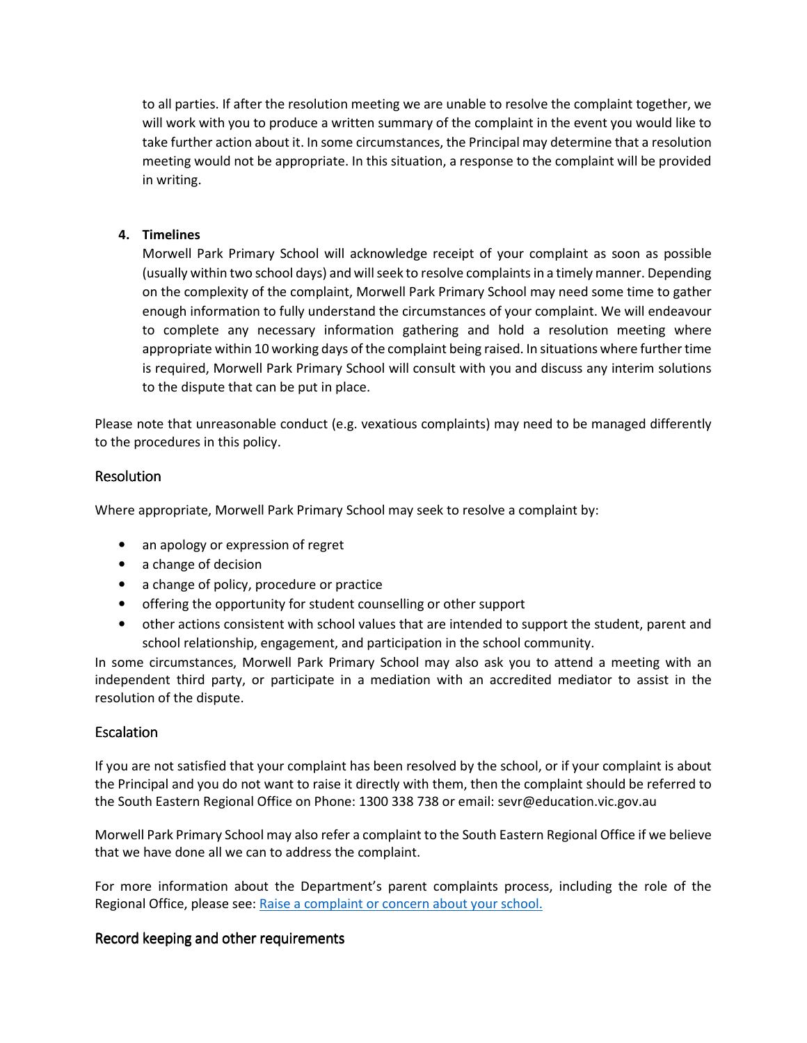to all parties. If after the resolution meeting we are unable to resolve the complaint together, we will work with you to produce a written summary of the complaint in the event you would like to take further action about it. In some circumstances, the Principal may determine that a resolution meeting would not be appropriate. In this situation, a response to the complaint will be provided in writing.

4. **Timelines**
   Morwell Park Primary School will acknowledge receipt of your complaint as soon as possible (usually within two school days) and will seek to resolve complaints in a timely manner. Depending on the complexity of the complaint, Morwell Park Primary School may need some time to gather enough information to fully understand the circumstances of your complaint. We will endeavour to complete any necessary information gathering and hold a resolution meeting where appropriate within 10 working days of the complaint being raised. In situations where further time is required, Morwell Park Primary School will consult with you and discuss any interim solutions to the dispute that can be put in place.

Please note that unreasonable conduct (e.g. vexatious complaints) may need to be managed differently to the procedures in this policy.

## Resolution

Where appropriate, Morwell Park Primary School may seek to resolve a complaint by:

- an apology or expression of regret
- a change of decision
- a change of policy, procedure or practice
- offering the opportunity for student counselling or other support
- other actions consistent with school values that are intended to support the student, parent and school relationship, engagement, and participation in the school community.

In some circumstances, Morwell Park Primary School may also ask you to attend a meeting with an independent third party, or participate in a mediation with an accredited mediator to assist in the resolution of the dispute.

## Escalation

If you are not satisfied that your complaint has been resolved by the school, or if your complaint is about the Principal and you do not want to raise it directly with them, then the complaint should be referred to the South Eastern Regional Office on Phone: 1300 338 738 or email: sevr@education.vic.gov.au

Morwell Park Primary School may also refer a complaint to the South Eastern Regional Office if we believe that we have done all we can to address the complaint.

For more information about the Department's parent complaints process, including the role of the Regional Office, please see: [Raise a complaint or concern about your school.]()

## Record keeping and other requirements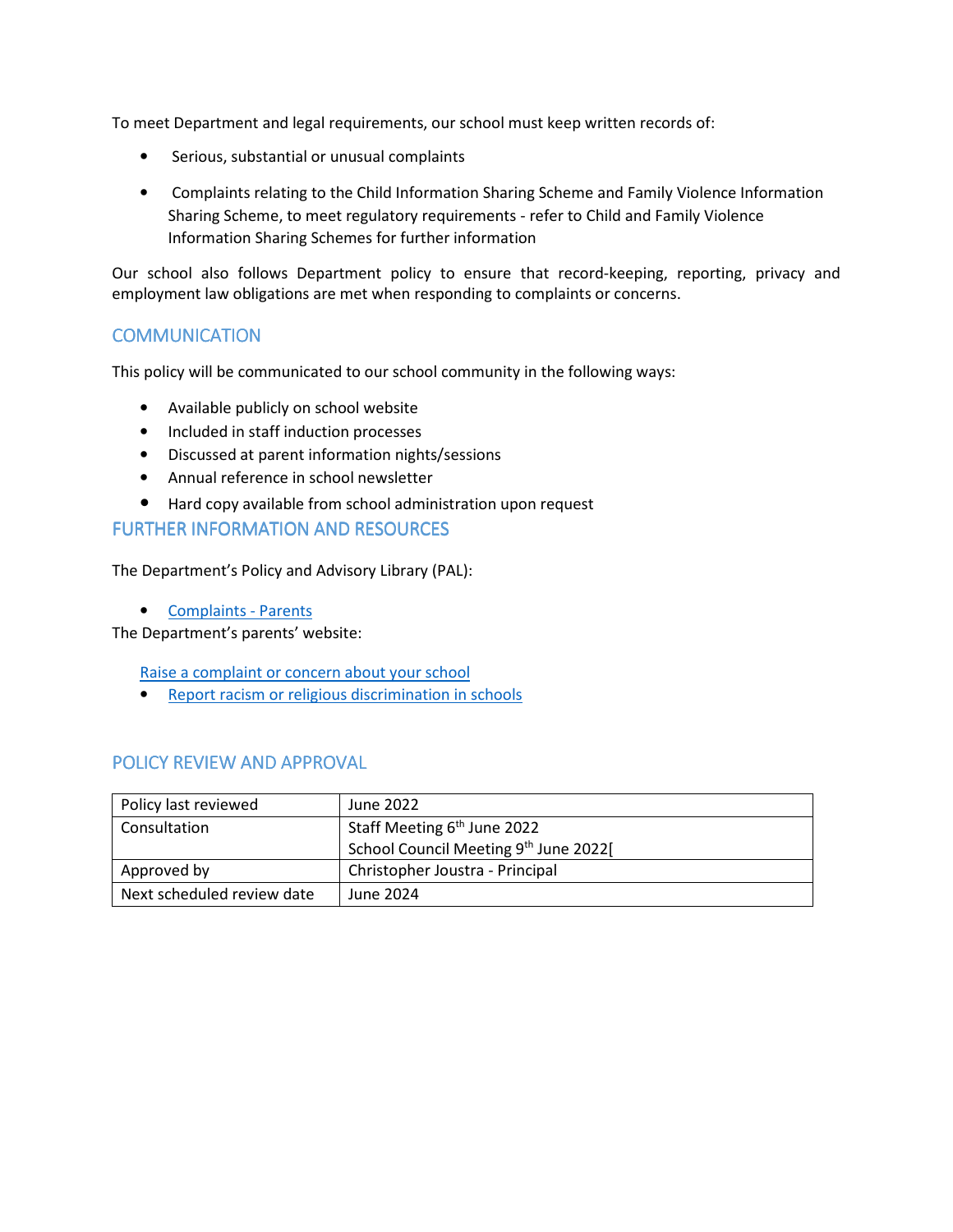To meet Department and legal requirements, our school must keep written records of:

- Serious, substantial or unusual complaints
- Complaints relating to the Child Information Sharing Scheme and Family Violence Information Sharing Scheme, to meet regulatory requirements - refer to Child and Family Violence Information Sharing Schemes for further information

Our school also follows Department policy to ensure that record-keeping, reporting, privacy and employment law obligations are met when responding to complaints or concerns.

## COMMUNICATION

This policy will be communicated to our school community in the following ways:

- Available publicly on school website
- Included in staff induction processes
- Discussed at parent information nights/sessions
- Annual reference in school newsletter
- Hard copy available from school administration upon request

## FURTHER INFORMATION AND RESOURCES

The Department's Policy and Advisory Library (PAL):

- Complaints - Parents

The Department's parents' website:

Raise a complaint or concern about your school

- Report racism or religious discrimination in schools

## POLICY REVIEW AND APPROVAL

| | |
|---|---|
| Policy last reviewed | June 2022 |
| Consultation | Staff Meeting 6th June 2022<br>School Council Meeting 9th June 2022[ |
| Approved by | Christopher Joustra - Principal |
| Next scheduled review date | June 2024 |